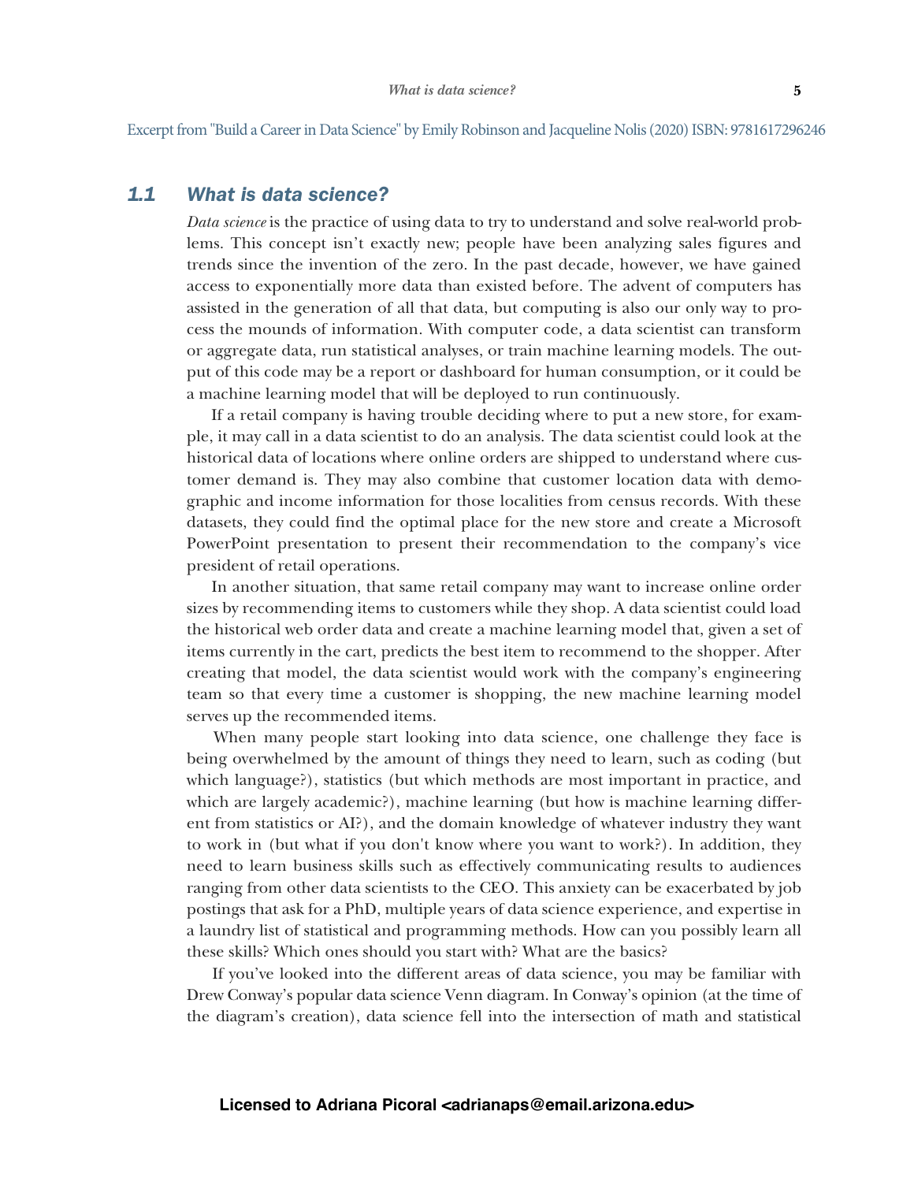Excerpt from "Build a Career in Data Science" by Emily Robinson and Jacqueline Nolis (2020) ISBN: 9781617296246

## *1.1 What is data science?*

*Data science* is the practice of using data to try to understand and solve real-world problems. This concept isn't exactly new; people have been analyzing sales figures and trends since the invention of the zero. In the past decade, however, we have gained access to exponentially more data than existed before. The advent of computers has assisted in the generation of all that data, but computing is also our only way to process the mounds of information. With computer code, a data scientist can transform or aggregate data, run statistical analyses, or train machine learning models. The output of this code may be a report or dashboard for human consumption, or it could be a machine learning model that will be deployed to run continuously.

If a retail company is having trouble deciding where to put a new store, for example, it may call in a data scientist to do an analysis. The data scientist could look at the historical data of locations where online orders are shipped to understand where customer demand is. They may also combine that customer location data with demographic and income information for those localities from census records. With these datasets, they could find the optimal place for the new store and create a Microsoft PowerPoint presentation to present their recommendation to the company's vice president of retail operations.

In another situation, that same retail company may want to increase online order sizes by recommending items to customers while they shop. A data scientist could load the historical web order data and create a machine learning model that, given a set of items currently in the cart, predicts the best item to recommend to the shopper. After creating that model, the data scientist would work with the company's engineering team so that every time a customer is shopping, the new machine learning model serves up the recommended items.

When many people start looking into data science, one challenge they face is being overwhelmed by the amount of things they need to learn, such as coding (but which language?), statistics (but which methods are most important in practice, and which are largely academic?), machine learning (but how is machine learning different from statistics or AI?), and the domain knowledge of whatever industry they want to work in (but what if you don't know where you want to work?). In addition, they need to learn business skills such as effectively communicating results to audiences ranging from other data scientists to the CEO. This anxiety can be exacerbated by job postings that ask for a PhD, multiple years of data science experience, and expertise in a laundry list of statistical and programming methods. How can you possibly learn all these skills? Which ones should you start with? What are the basics?

If you've looked into the different areas of data science, you may be familiar with Drew Conway's popular data science Venn diagram. In Conway's opinion (at the time of the diagram's creation), data science fell into the intersection of math and statistical

**Licensed to Adriana Picoral <adrianaps@email.arizona.edu>**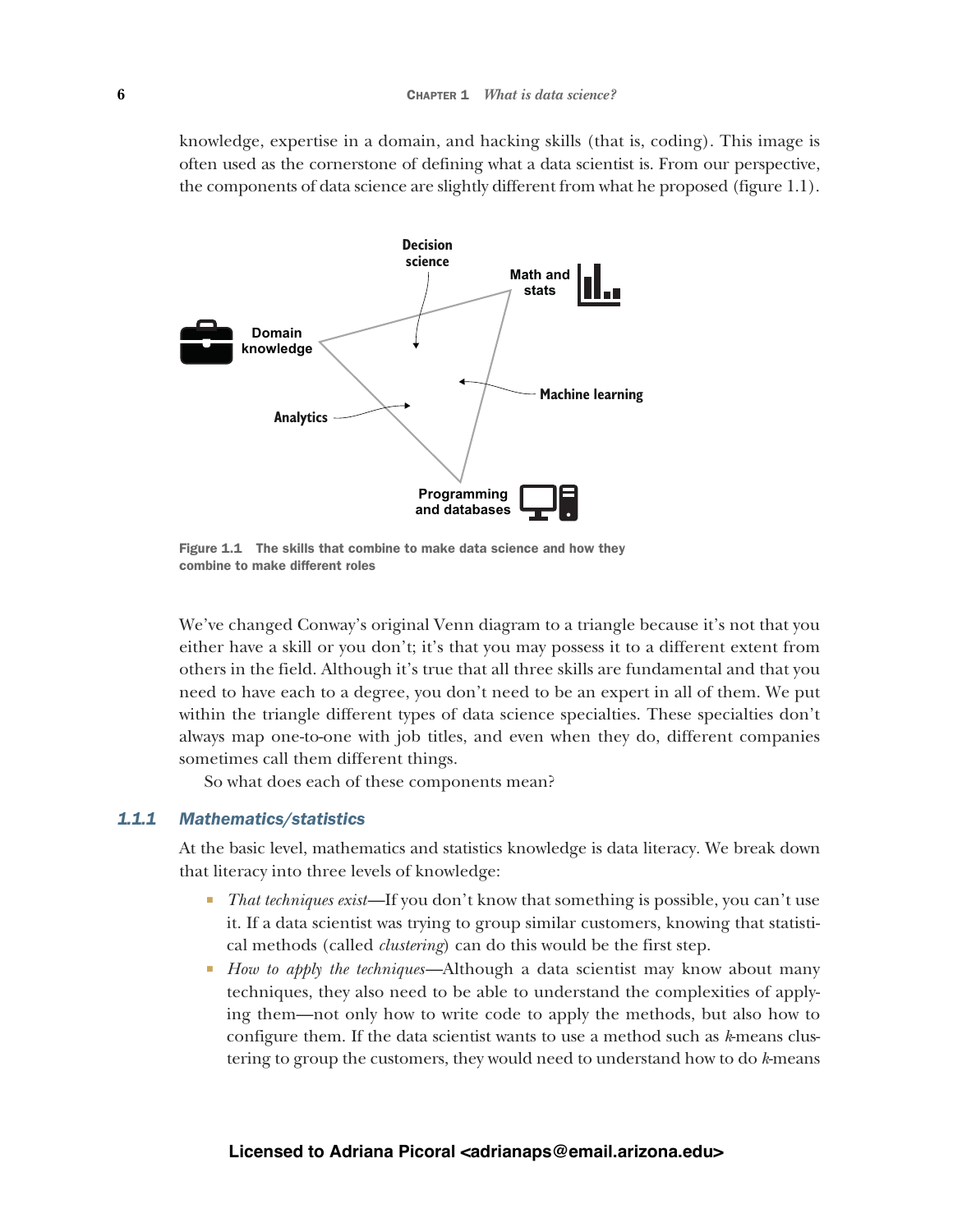knowledge, expertise in a domain, and hacking skills (that is, coding). This image is often used as the cornerstone of defining what a data scientist is. From our perspective, the components of data science are slightly different from what he proposed (figure 1.1).

Figure 1.1 The skills that combine to make data science and how they combine to make different roles

We've changed Conway's original Venn diagram to a triangle because it's not that you either have a skill or you don't; it's that you may possess it to a different extent from others in the field. Although it's true that all three skills are fundamental and that you need to have each to a degree, you don't need to be an expert in all of them. We put within the triangle different types of data science specialties. These specialties don't always map one-to-one with job titles, and even when they do, different companies sometimes call them different things.

So what does each of these components mean?

### 1.1.1 Mathematics/statistics

At the basic level, mathematics and statistics knowledge is data literacy. We break down that literacy into three levels of knowledge:

- *That techniques exist*—If you don't know that something is possible, you can't use it. If a data scientist was trying to group similar customers, knowing that statistical methods (called *clustering*) can do this would be the first step.
- *How to apply the techniques*—Although a data scientist may know about many techniques, they also need to be able to understand the complexities of applying them—not only how to write code to apply the methods, but also how to configure them. If the data scientist wants to use a method such as *k*-means clustering to group the customers, they would need to understand how to do *k*-means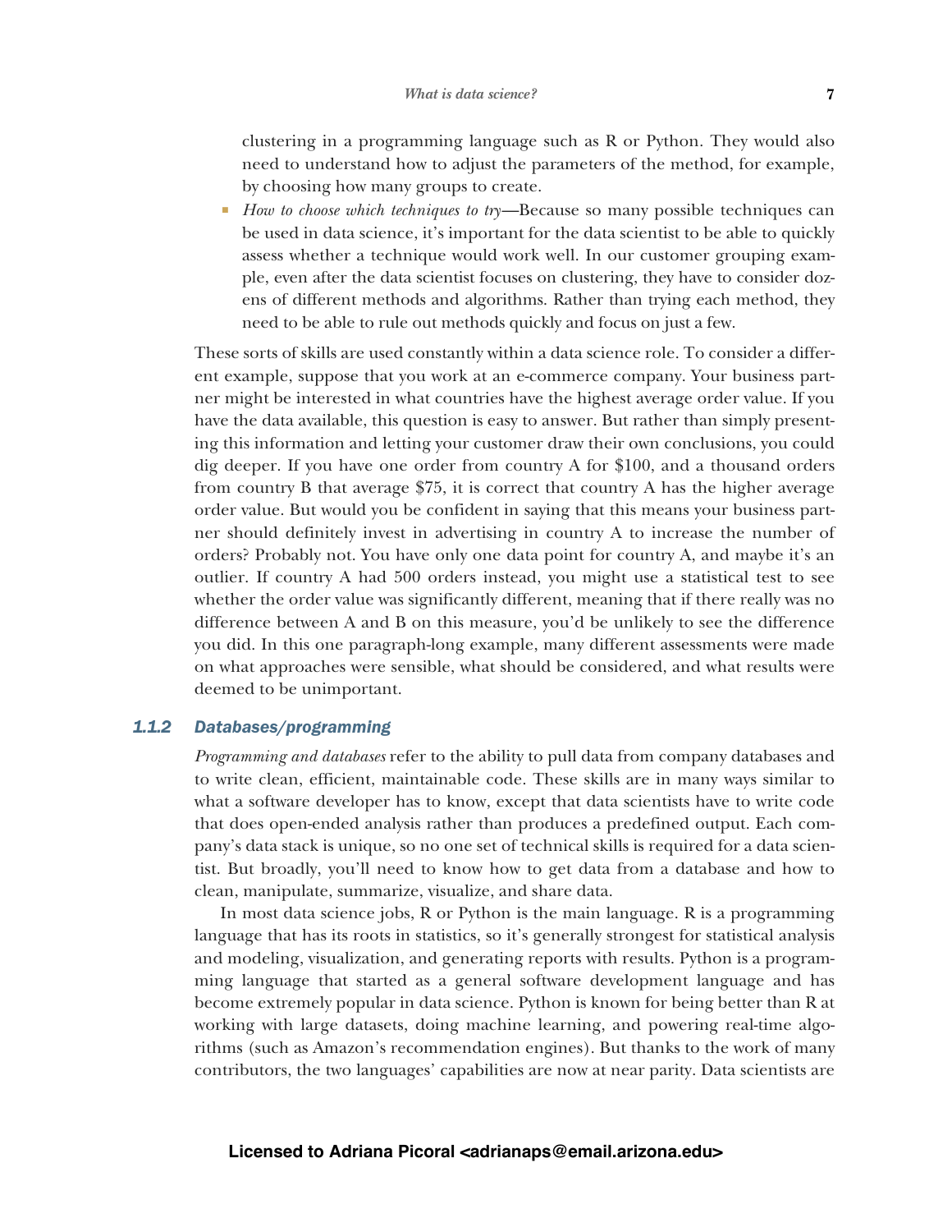clustering in a programming language such as R or Python. They would also need to understand how to adjust the parameters of the method, for example, by choosing how many groups to create.

- *How to choose which techniques to try*—Because so many possible techniques can be used in data science, it's important for the data scientist to be able to quickly assess whether a technique would work well. In our customer grouping example, even after the data scientist focuses on clustering, they have to consider dozens of different methods and algorithms. Rather than trying each method, they need to be able to rule out methods quickly and focus on just a few.

These sorts of skills are used constantly within a data science role. To consider a different example, suppose that you work at an e-commerce company. Your business partner might be interested in what countries have the highest average order value. If you have the data available, this question is easy to answer. But rather than simply presenting this information and letting your customer draw their own conclusions, you could dig deeper. If you have one order from country A for $100, and a thousand orders from country B that average $75, it is correct that country A has the higher average order value. But would you be confident in saying that this means your business partner should definitely invest in advertising in country A to increase the number of orders? Probably not. You have only one data point for country A, and maybe it's an outlier. If country A had 500 orders instead, you might use a statistical test to see whether the order value was significantly different, meaning that if there really was no difference between A and B on this measure, you'd be unlikely to see the difference you did. In this one paragraph-long example, many different assessments were made on what approaches were sensible, what should be considered, and what results were deemed to be unimportant.

### 1.1.2 Databases/programming

*Programming and databases* refer to the ability to pull data from company databases and to write clean, efficient, maintainable code. These skills are in many ways similar to what a software developer has to know, except that data scientists have to write code that does open-ended analysis rather than produces a predefined output. Each company's data stack is unique, so no one set of technical skills is required for a data scientist. But broadly, you'll need to know how to get data from a database and how to clean, manipulate, summarize, visualize, and share data.

In most data science jobs, R or Python is the main language. R is a programming language that has its roots in statistics, so it's generally strongest for statistical analysis and modeling, visualization, and generating reports with results. Python is a programming language that started as a general software development language and has become extremely popular in data science. Python is known for being better than R at working with large datasets, doing machine learning, and powering real-time algorithms (such as Amazon's recommendation engines). But thanks to the work of many contributors, the two languages' capabilities are now at near parity. Data scientists are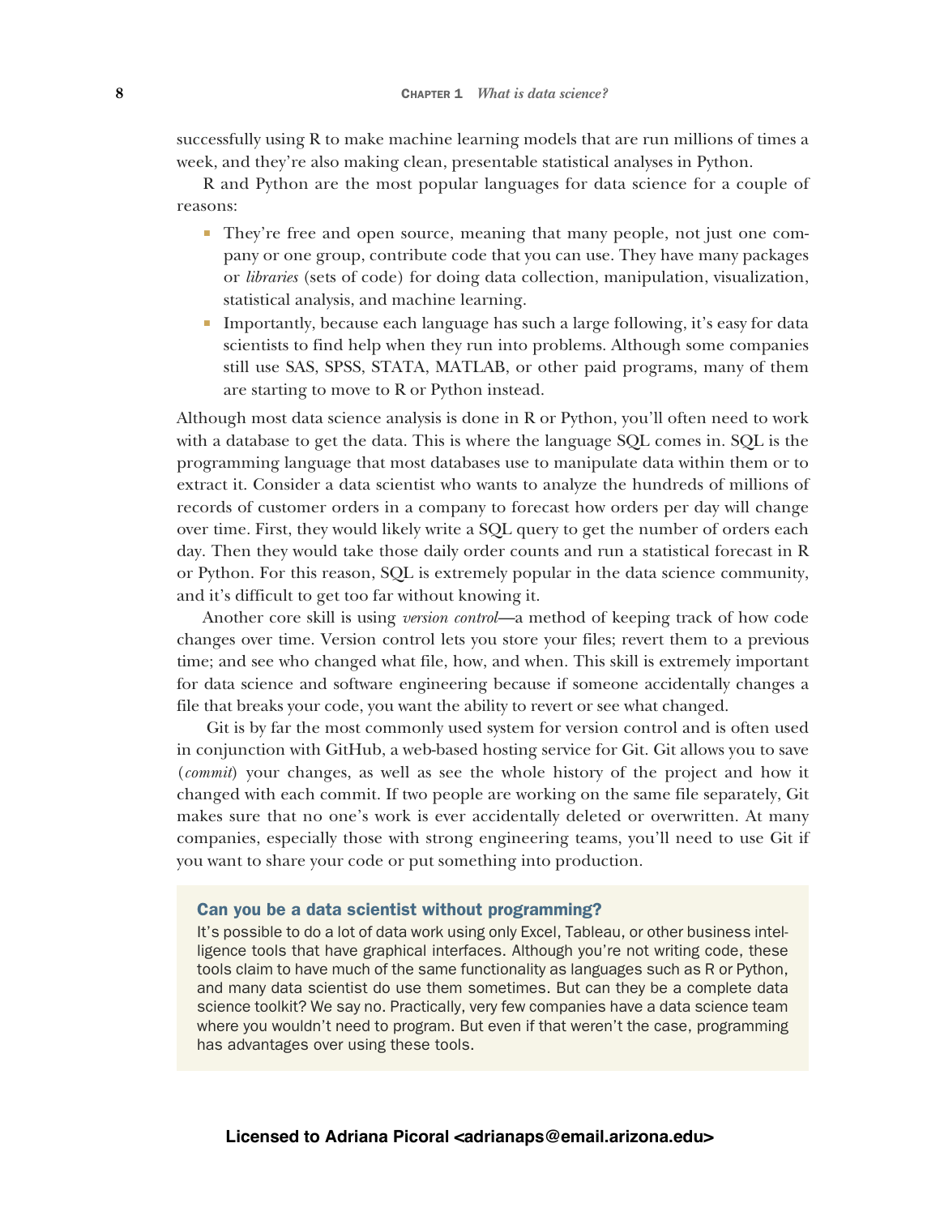successfully using R to make machine learning models that are run millions of times a week, and they're also making clean, presentable statistical analyses in Python.

R and Python are the most popular languages for data science for a couple of reasons:

- They're free and open source, meaning that many people, not just one company or one group, contribute code that you can use. They have many packages or *libraries* (sets of code) for doing data collection, manipulation, visualization, statistical analysis, and machine learning.
- Importantly, because each language has such a large following, it's easy for data scientists to find help when they run into problems. Although some companies still use SAS, SPSS, STATA, MATLAB, or other paid programs, many of them are starting to move to R or Python instead.

Although most data science analysis is done in R or Python, you'll often need to work with a database to get the data. This is where the language SQL comes in. SQL is the programming language that most databases use to manipulate data within them or to extract it. Consider a data scientist who wants to analyze the hundreds of millions of records of customer orders in a company to forecast how orders per day will change over time. First, they would likely write a SQL query to get the number of orders each day. Then they would take those daily order counts and run a statistical forecast in R or Python. For this reason, SQL is extremely popular in the data science community, and it's difficult to get too far without knowing it.

Another core skill is using *version control*—a method of keeping track of how code changes over time. Version control lets you store your files; revert them to a previous time; and see who changed what file, how, and when. This skill is extremely important for data science and software engineering because if someone accidentally changes a file that breaks your code, you want the ability to revert or see what changed.

Git is by far the most commonly used system for version control and is often used in conjunction with GitHub, a web-based hosting service for Git. Git allows you to save (*commit*) your changes, as well as see the whole history of the project and how it changed with each commit. If two people are working on the same file separately, Git makes sure that no one's work is ever accidentally deleted or overwritten. At many companies, especially those with strong engineering teams, you'll need to use Git if you want to share your code or put something into production.

### Can you be a data scientist without programming?

It's possible to do a lot of data work using only Excel, Tableau, or other business intelligence tools that have graphical interfaces. Although you're not writing code, these tools claim to have much of the same functionality as languages such as R or Python, and many data scientist do use them sometimes. But can they be a complete data science toolkit? We say no. Practically, very few companies have a data science team where you wouldn't need to program. But even if that weren't the case, programming has advantages over using these tools.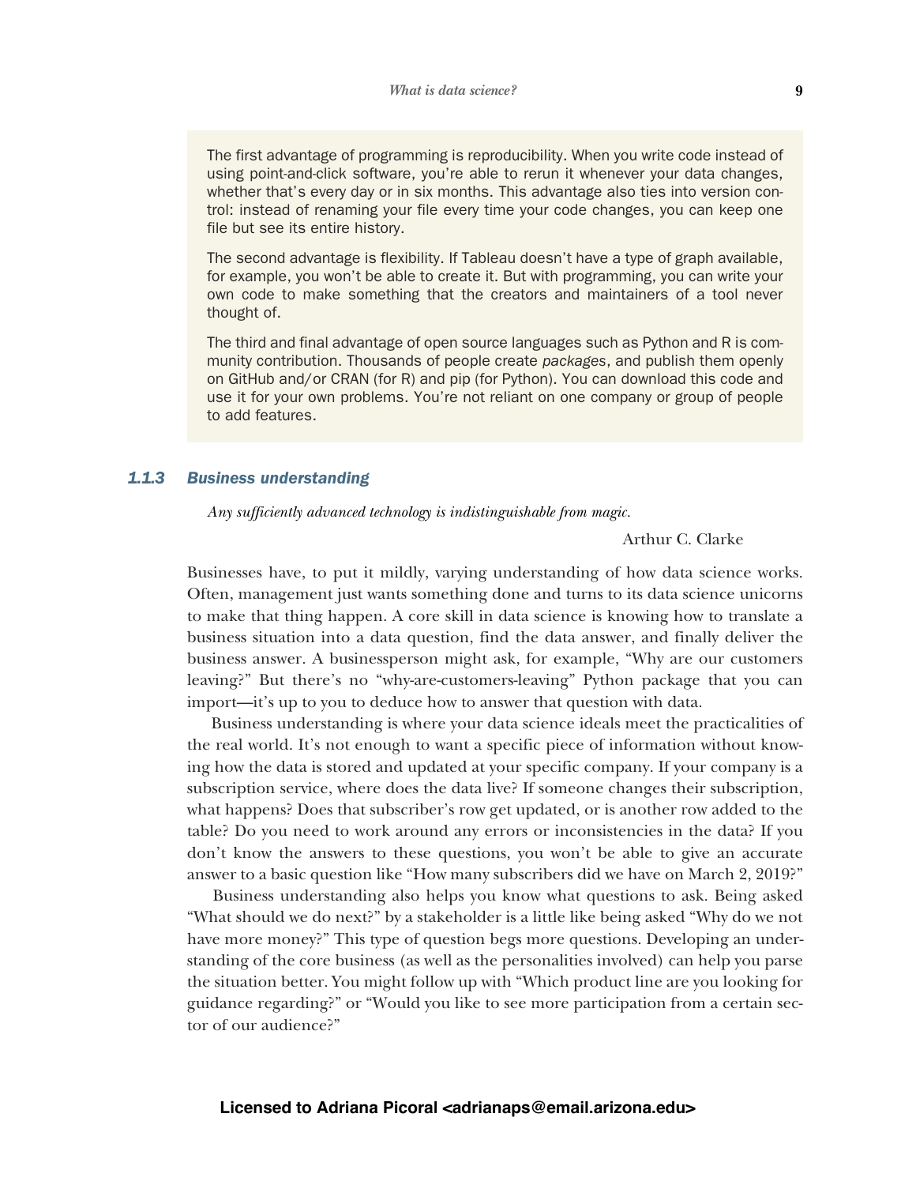The first advantage of programming is reproducibility. When you write code instead of using point-and-click software, you're able to rerun it whenever your data changes, whether that's every day or in six months. This advantage also ties into version control: instead of renaming your file every time your code changes, you can keep one file but see its entire history.

The second advantage is flexibility. If Tableau doesn't have a type of graph available, for example, you won't be able to create it. But with programming, you can write your own code to make something that the creators and maintainers of a tool never thought of.

The third and final advantage of open source languages such as Python and R is community contribution. Thousands of people create *packages*, and publish them openly on GitHub and/or CRAN (for R) and pip (for Python). You can download this code and use it for your own problems. You're not reliant on one company or group of people to add features.

### 1.1.3 Business understanding

*Any sufficiently advanced technology is indistinguishable from magic.*

Arthur C. Clarke

Businesses have, to put it mildly, varying understanding of how data science works. Often, management just wants something done and turns to its data science unicorns to make that thing happen. A core skill in data science is knowing how to translate a business situation into a data question, find the data answer, and finally deliver the business answer. A businessperson might ask, for example, "Why are our customers leaving?" But there's no "why-are-customers-leaving" Python package that you can import—it's up to you to deduce how to answer that question with data.

Business understanding is where your data science ideals meet the practicalities of the real world. It's not enough to want a specific piece of information without knowing how the data is stored and updated at your specific company. If your company is a subscription service, where does the data live? If someone changes their subscription, what happens? Does that subscriber's row get updated, or is another row added to the table? Do you need to work around any errors or inconsistencies in the data? If you don't know the answers to these questions, you won't be able to give an accurate answer to a basic question like "How many subscribers did we have on March 2, 2019?"

Business understanding also helps you know what questions to ask. Being asked "What should we do next?" by a stakeholder is a little like being asked "Why do we not have more money?" This type of question begs more questions. Developing an understanding of the core business (as well as the personalities involved) can help you parse the situation better. You might follow up with "Which product line are you looking for guidance regarding?" or "Would you like to see more participation from a certain sector of our audience?"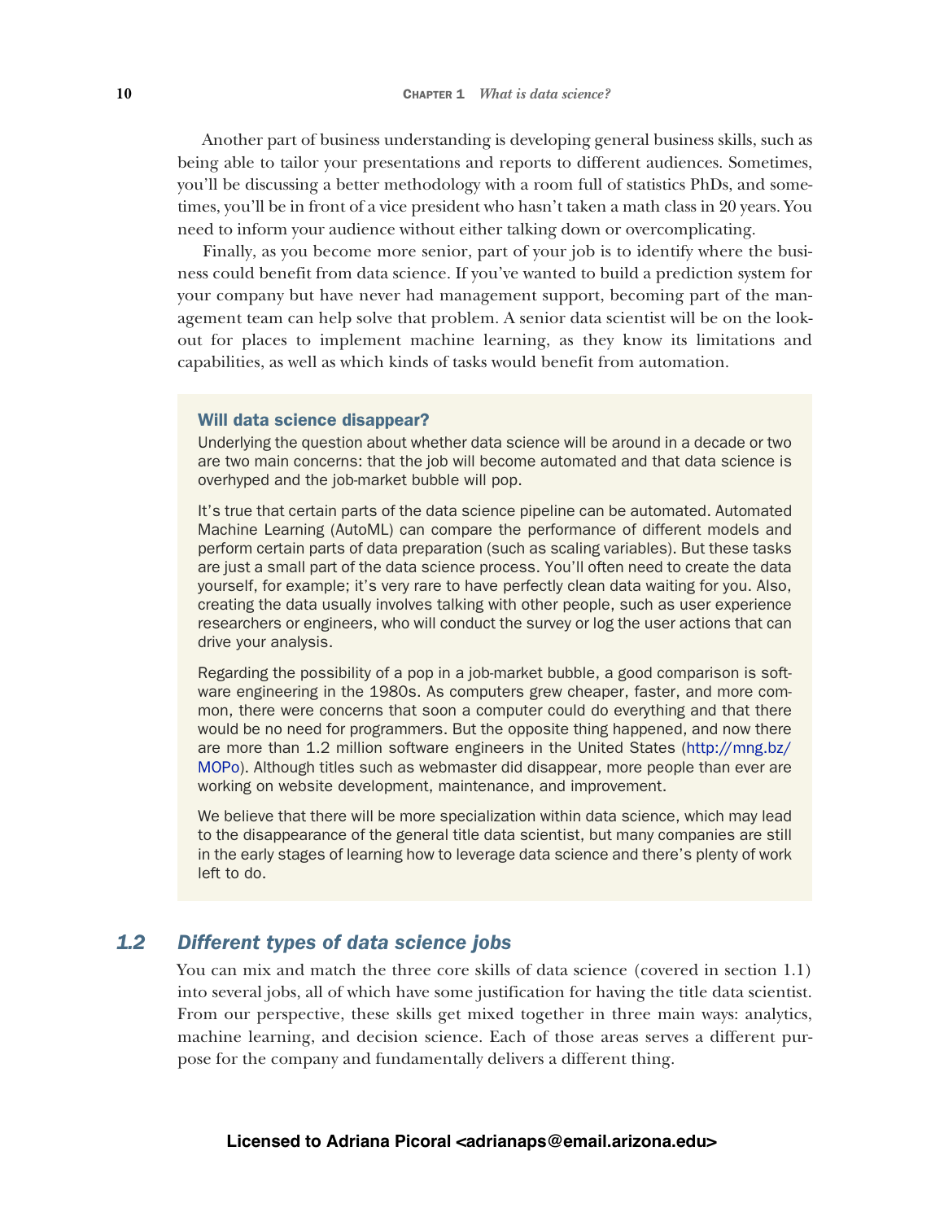Another part of business understanding is developing general business skills, such as being able to tailor your presentations and reports to different audiences. Sometimes, you'll be discussing a better methodology with a room full of statistics PhDs, and sometimes, you'll be in front of a vice president who hasn't taken a math class in 20 years. You need to inform your audience without either talking down or overcomplicating.

Finally, as you become more senior, part of your job is to identify where the business could benefit from data science. If you've wanted to build a prediction system for your company but have never had management support, becoming part of the management team can help solve that problem. A senior data scientist will be on the lookout for places to implement machine learning, as they know its limitations and capabilities, as well as which kinds of tasks would benefit from automation.

> **Will data science disappear?**
>
> Underlying the question about whether data science will be around in a decade or two are two main concerns: that the job will become automated and that data science is overhyped and the job-market bubble will pop.
>
> It's true that certain parts of the data science pipeline can be automated. Automated Machine Learning (AutoML) can compare the performance of different models and perform certain parts of data preparation (such as scaling variables). But these tasks are just a small part of the data science process. You'll often need to create the data yourself, for example; it's very rare to have perfectly clean data waiting for you. Also, creating the data usually involves talking with other people, such as user experience researchers or engineers, who will conduct the survey or log the user actions that can drive your analysis.
>
> Regarding the possibility of a pop in a job-market bubble, a good comparison is software engineering in the 1980s. As computers grew cheaper, faster, and more common, there were concerns that soon a computer could do everything and that there would be no need for programmers. But the opposite thing happened, and now there are more than 1.2 million software engineers in the United States (http://mng.bz/MOPo). Although titles such as webmaster did disappear, more people than ever are working on website development, maintenance, and improvement.
>
> We believe that there will be more specialization within data science, which may lead to the disappearance of the general title data scientist, but many companies are still in the early stages of learning how to leverage data science and there's plenty of work left to do.

## 1.2 Different types of data science jobs

You can mix and match the three core skills of data science (covered in section 1.1) into several jobs, all of which have some justification for having the title data scientist. From our perspective, these skills get mixed together in three main ways: analytics, machine learning, and decision science. Each of those areas serves a different purpose for the company and fundamentally delivers a different thing.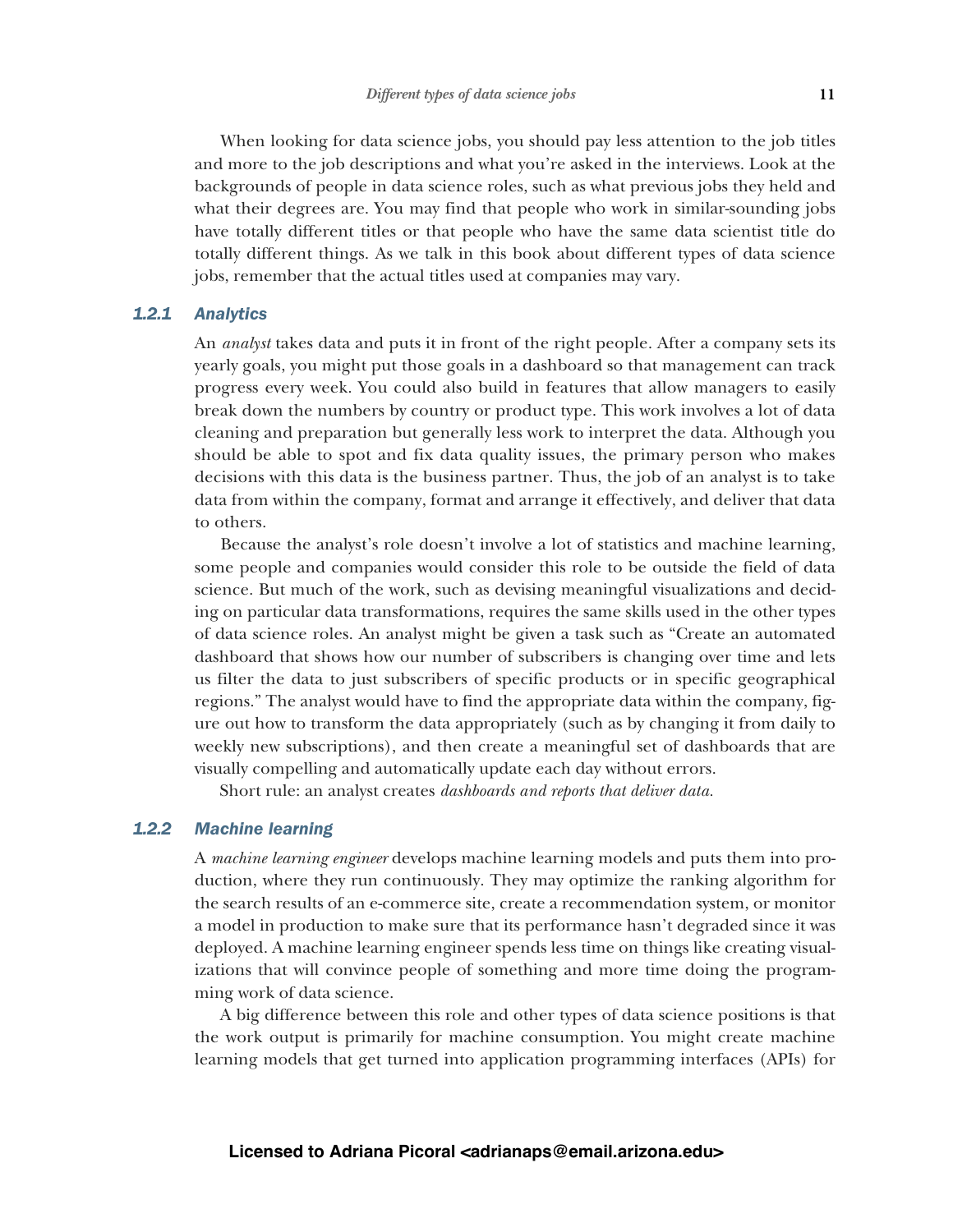When looking for data science jobs, you should pay less attention to the job titles and more to the job descriptions and what you're asked in the interviews. Look at the backgrounds of people in data science roles, such as what previous jobs they held and what their degrees are. You may find that people who work in similar-sounding jobs have totally different titles or that people who have the same data scientist title do totally different things. As we talk in this book about different types of data science jobs, remember that the actual titles used at companies may vary.

### 1.2.1 Analytics

An *analyst* takes data and puts it in front of the right people. After a company sets its yearly goals, you might put those goals in a dashboard so that management can track progress every week. You could also build in features that allow managers to easily break down the numbers by country or product type. This work involves a lot of data cleaning and preparation but generally less work to interpret the data. Although you should be able to spot and fix data quality issues, the primary person who makes decisions with this data is the business partner. Thus, the job of an analyst is to take data from within the company, format and arrange it effectively, and deliver that data to others.

Because the analyst's role doesn't involve a lot of statistics and machine learning, some people and companies would consider this role to be outside the field of data science. But much of the work, such as devising meaningful visualizations and deciding on particular data transformations, requires the same skills used in the other types of data science roles. An analyst might be given a task such as "Create an automated dashboard that shows how our number of subscribers is changing over time and lets us filter the data to just subscribers of specific products or in specific geographical regions." The analyst would have to find the appropriate data within the company, figure out how to transform the data appropriately (such as by changing it from daily to weekly new subscriptions), and then create a meaningful set of dashboards that are visually compelling and automatically update each day without errors.

Short rule: an analyst creates *dashboards and reports that deliver data*.

### 1.2.2 Machine learning

A *machine learning engineer* develops machine learning models and puts them into production, where they run continuously. They may optimize the ranking algorithm for the search results of an e-commerce site, create a recommendation system, or monitor a model in production to make sure that its performance hasn't degraded since it was deployed. A machine learning engineer spends less time on things like creating visualizations that will convince people of something and more time doing the programming work of data science.

A big difference between this role and other types of data science positions is that the work output is primarily for machine consumption. You might create machine learning models that get turned into application programming interfaces (APIs) for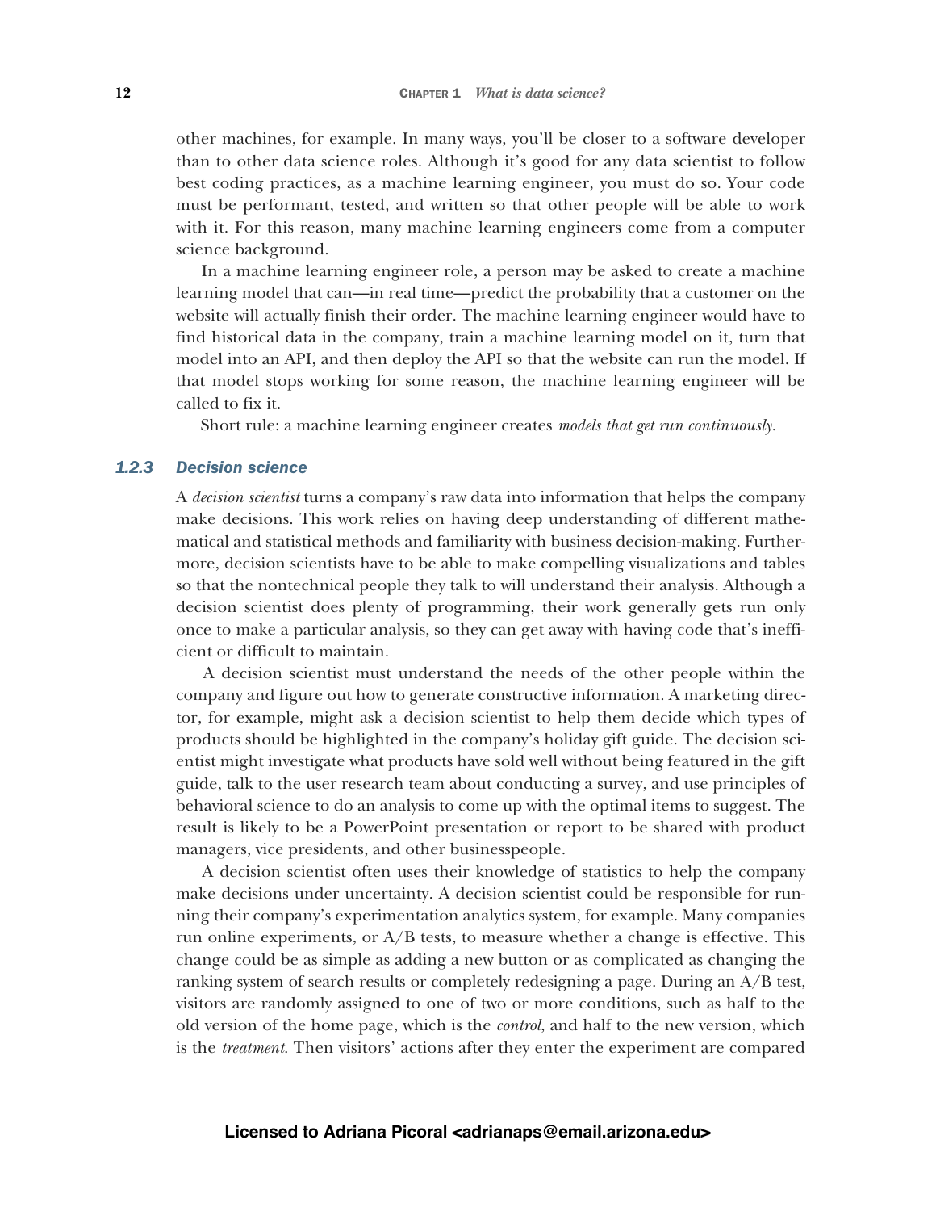other machines, for example. In many ways, you'll be closer to a software developer than to other data science roles. Although it's good for any data scientist to follow best coding practices, as a machine learning engineer, you must do so. Your code must be performant, tested, and written so that other people will be able to work with it. For this reason, many machine learning engineers come from a computer science background.

In a machine learning engineer role, a person may be asked to create a machine learning model that can—in real time—predict the probability that a customer on the website will actually finish their order. The machine learning engineer would have to find historical data in the company, train a machine learning model on it, turn that model into an API, and then deploy the API so that the website can run the model. If that model stops working for some reason, the machine learning engineer will be called to fix it.

Short rule: a machine learning engineer creates *models that get run continuously.*

### 1.2.3 Decision science

A *decision scientist* turns a company's raw data into information that helps the company make decisions. This work relies on having deep understanding of different mathematical and statistical methods and familiarity with business decision-making. Furthermore, decision scientists have to be able to make compelling visualizations and tables so that the nontechnical people they talk to will understand their analysis. Although a decision scientist does plenty of programming, their work generally gets run only once to make a particular analysis, so they can get away with having code that's inefficient or difficult to maintain.

A decision scientist must understand the needs of the other people within the company and figure out how to generate constructive information. A marketing director, for example, might ask a decision scientist to help them decide which types of products should be highlighted in the company's holiday gift guide. The decision scientist might investigate what products have sold well without being featured in the gift guide, talk to the user research team about conducting a survey, and use principles of behavioral science to do an analysis to come up with the optimal items to suggest. The result is likely to be a PowerPoint presentation or report to be shared with product managers, vice presidents, and other businesspeople.

A decision scientist often uses their knowledge of statistics to help the company make decisions under uncertainty. A decision scientist could be responsible for running their company's experimentation analytics system, for example. Many companies run online experiments, or A/B tests, to measure whether a change is effective. This change could be as simple as adding a new button or as complicated as changing the ranking system of search results or completely redesigning a page. During an A/B test, visitors are randomly assigned to one of two or more conditions, such as half to the old version of the home page, which is the *control*, and half to the new version, which is the *treatment*. Then visitors' actions after they enter the experiment are compared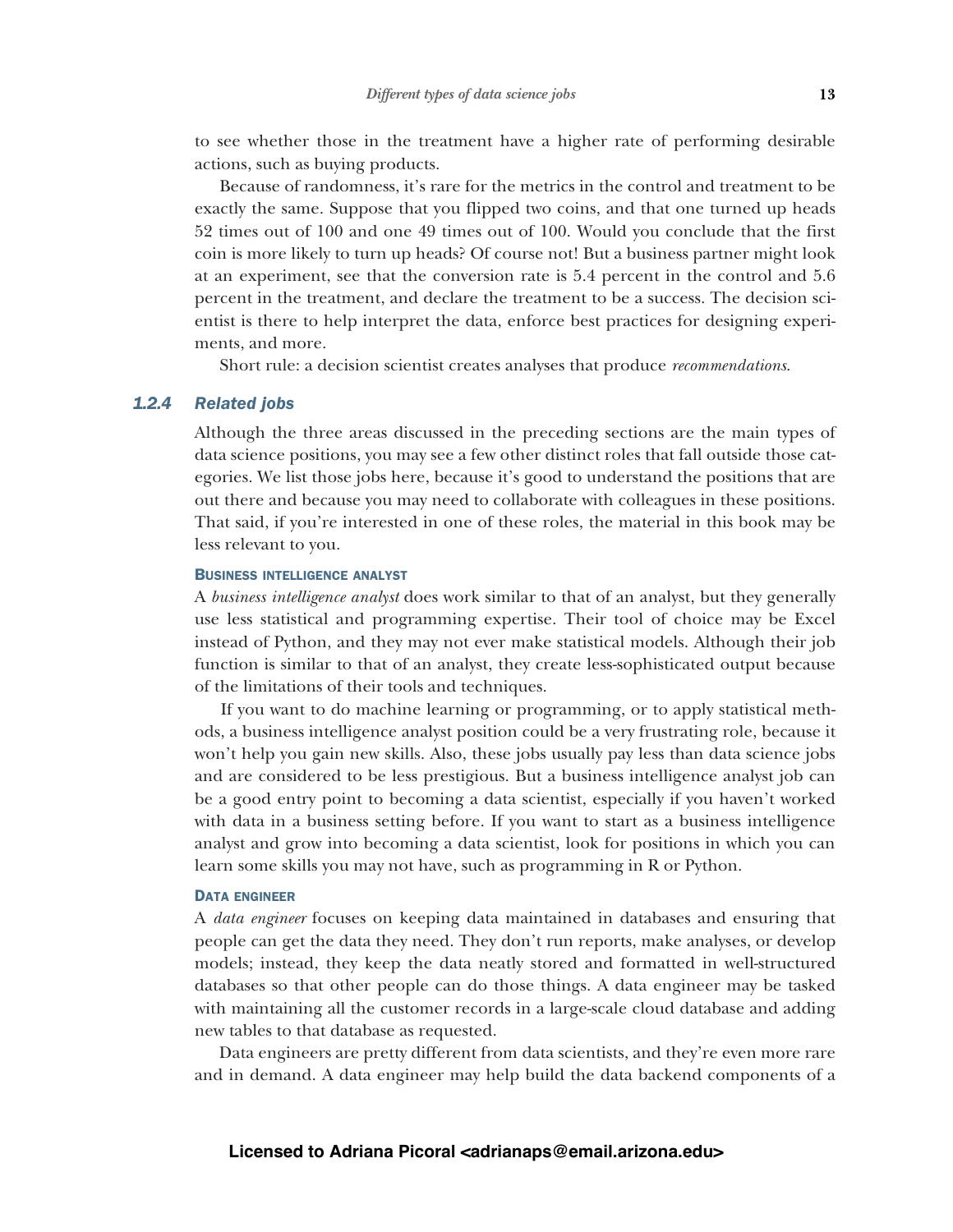to see whether those in the treatment have a higher rate of performing desirable actions, such as buying products.

Because of randomness, it's rare for the metrics in the control and treatment to be exactly the same. Suppose that you flipped two coins, and that one turned up heads 52 times out of 100 and one 49 times out of 100. Would you conclude that the first coin is more likely to turn up heads? Of course not! But a business partner might look at an experiment, see that the conversion rate is 5.4 percent in the control and 5.6 percent in the treatment, and declare the treatment to be a success. The decision scientist is there to help interpret the data, enforce best practices for designing experiments, and more.

Short rule: a decision scientist creates analyses that produce *recommendations*.

### 1.2.4 Related jobs

Although the three areas discussed in the preceding sections are the main types of data science positions, you may see a few other distinct roles that fall outside those categories. We list those jobs here, because it's good to understand the positions that are out there and because you may need to collaborate with colleagues in these positions. That said, if you're interested in one of these roles, the material in this book may be less relevant to you.

#### Business intelligence analyst

A *business intelligence analyst* does work similar to that of an analyst, but they generally use less statistical and programming expertise. Their tool of choice may be Excel instead of Python, and they may not ever make statistical models. Although their job function is similar to that of an analyst, they create less-sophisticated output because of the limitations of their tools and techniques.

If you want to do machine learning or programming, or to apply statistical methods, a business intelligence analyst position could be a very frustrating role, because it won't help you gain new skills. Also, these jobs usually pay less than data science jobs and are considered to be less prestigious. But a business intelligence analyst job can be a good entry point to becoming a data scientist, especially if you haven't worked with data in a business setting before. If you want to start as a business intelligence analyst and grow into becoming a data scientist, look for positions in which you can learn some skills you may not have, such as programming in R or Python.

#### Data engineer

A *data engineer* focuses on keeping data maintained in databases and ensuring that people can get the data they need. They don't run reports, make analyses, or develop models; instead, they keep the data neatly stored and formatted in well-structured databases so that other people can do those things. A data engineer may be tasked with maintaining all the customer records in a large-scale cloud database and adding new tables to that database as requested.

Data engineers are pretty different from data scientists, and they're even more rare and in demand. A data engineer may help build the data backend components of a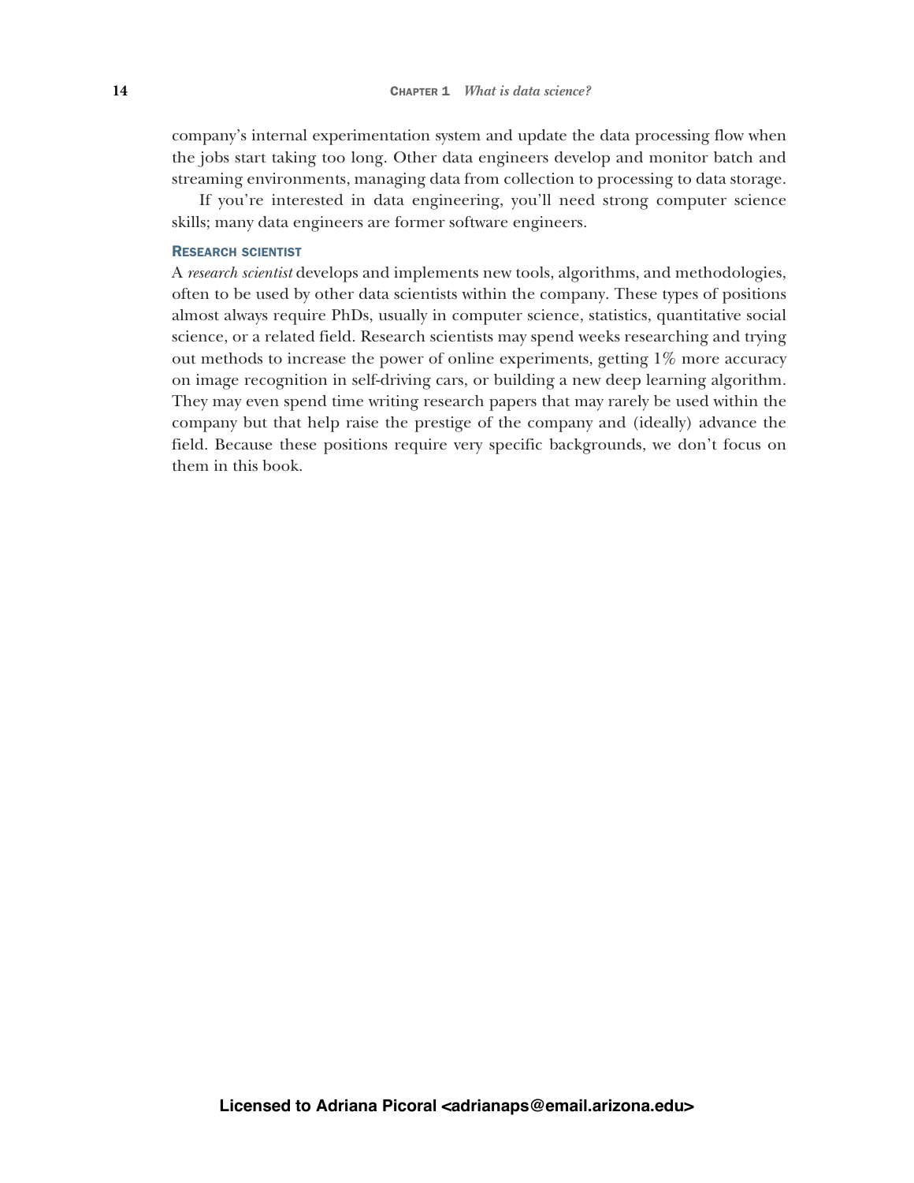company's internal experimentation system and update the data processing flow when the jobs start taking too long. Other data engineers develop and monitor batch and streaming environments, managing data from collection to processing to data storage.

If you're interested in data engineering, you'll need strong computer science skills; many data engineers are former software engineers.

#### RESEARCH SCIENTIST

A *research scientist* develops and implements new tools, algorithms, and methodologies, often to be used by other data scientists within the company. These types of positions almost always require PhDs, usually in computer science, statistics, quantitative social science, or a related field. Research scientists may spend weeks researching and trying out methods to increase the power of online experiments, getting 1% more accuracy on image recognition in self-driving cars, or building a new deep learning algorithm. They may even spend time writing research papers that may rarely be used within the company but that help raise the prestige of the company and (ideally) advance the field. Because these positions require very specific backgrounds, we don't focus on them in this book.